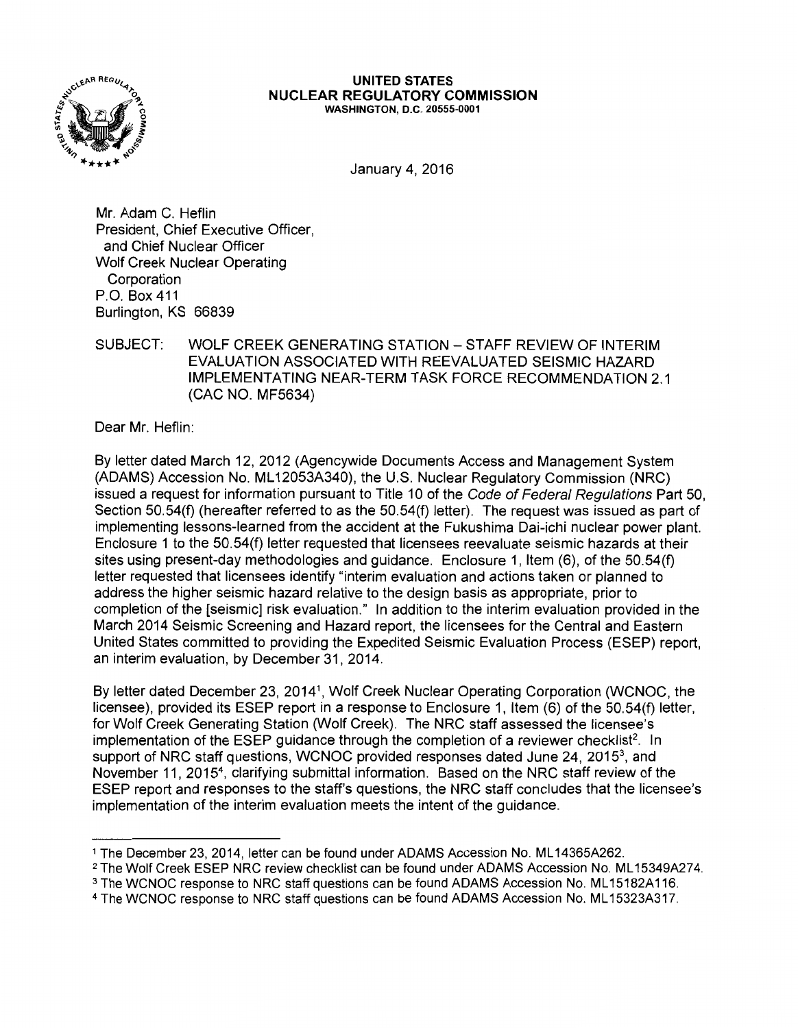**UNITED STATES**
**NUCLEAR REGULATORY COMMISSION**
WASHINGTON, D.C. 20555-0001

January 4, 2016

Mr. Adam C. Heflin
President, Chief Executive Officer,
and Chief Nuclear Officer
Wolf Creek Nuclear Operating
Corporation
P.O. Box 411
Burlington, KS 66839

SUBJECT: WOLF CREEK GENERATING STATION – STAFF REVIEW OF INTERIM EVALUATION ASSOCIATED WITH REEVALUATED SEISMIC HAZARD IMPLEMENTATING NEAR-TERM TASK FORCE RECOMMENDATION 2.1 (CAC NO. MF5634)

Dear Mr. Heflin:

By letter dated March 12, 2012 (Agencywide Documents Access and Management System (ADAMS) Accession No. ML12053A340), the U.S. Nuclear Regulatory Commission (NRC) issued a request for information pursuant to Title 10 of the *Code of Federal Regulations* Part 50, Section 50.54(f) (hereafter referred to as the 50.54(f) letter). The request was issued as part of implementing lessons-learned from the accident at the Fukushima Dai-ichi nuclear power plant. Enclosure 1 to the 50.54(f) letter requested that licensees reevaluate seismic hazards at their sites using present-day methodologies and guidance. Enclosure 1, Item (6), of the 50.54(f) letter requested that licensees identify "interim evaluation and actions taken or planned to address the higher seismic hazard relative to the design basis as appropriate, prior to completion of the [seismic] risk evaluation." In addition to the interim evaluation provided in the March 2014 Seismic Screening and Hazard report, the licensees for the Central and Eastern United States committed to providing the Expedited Seismic Evaluation Process (ESEP) report, an interim evaluation, by December 31, 2014.

By letter dated December 23, 2014[1], Wolf Creek Nuclear Operating Corporation (WCNOC, the licensee), provided its ESEP report in a response to Enclosure 1, Item (6) of the 50.54(f) letter, for Wolf Creek Generating Station (Wolf Creek). The NRC staff assessed the licensee's implementation of the ESEP guidance through the completion of a reviewer checklist[2]. In support of NRC staff questions, WCNOC provided responses dated June 24, 2015[3], and November 11, 2015[4], clarifying submittal information. Based on the NRC staff review of the ESEP report and responses to the staff's questions, the NRC staff concludes that the licensee's implementation of the interim evaluation meets the intent of the guidance.

---

[1] The December 23, 2014, letter can be found under ADAMS Accession No. ML14365A262.
[2] The Wolf Creek ESEP NRC review checklist can be found under ADAMS Accession No. ML15349A274.
[3] The WCNOC response to NRC staff questions can be found ADAMS Accession No. ML15182A116.
[4] The WCNOC response to NRC staff questions can be found ADAMS Accession No. ML15323A317.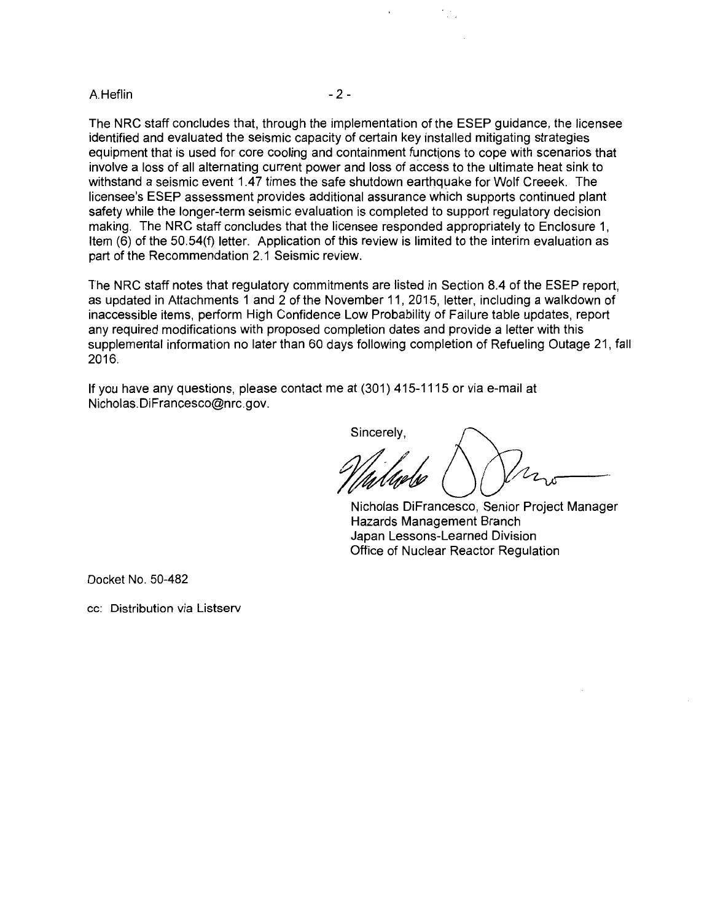The NRC staff concludes that, through the implementation of the ESEP guidance, the licensee identified and evaluated the seismic capacity of certain key installed mitigating strategies equipment that is used for core cooling and containment functions to cope with scenarios that involve a loss of all alternating current power and loss of access to the ultimate heat sink to withstand a seismic event 1.47 times the safe shutdown earthquake for Wolf Creeek. The licensee's ESEP assessment provides additional assurance which supports continued plant safety while the longer-term seismic evaluation is completed to support regulatory decision making. The NRC staff concludes that the licensee responded appropriately to Enclosure 1, Item (6) of the 50.54(f) letter. Application of this review is limited to the interim evaluation as part of the Recommendation 2.1 Seismic review.

The NRC staff notes that regulatory commitments are listed in Section 8.4 of the ESEP report, as updated in Attachments 1 and 2 of the November 11, 2015, letter, including a walkdown of inaccessible items, perform High Confidence Low Probability of Failure table updates, report any required modifications with proposed completion dates and provide a letter with this supplemental information no later than 60 days following completion of Refueling Outage 21, fall 2016.

If you have any questions, please contact me at (301) 415-1115 or via e-mail at Nicholas.DiFrancesco@nrc.gov.

Sincerely,

Nicholas DiFrancesco, Senior Project Manager
Hazards Management Branch
Japan Lessons-Learned Division
Office of Nuclear Reactor Regulation

Docket No. 50-482

cc: Distribution via Listserv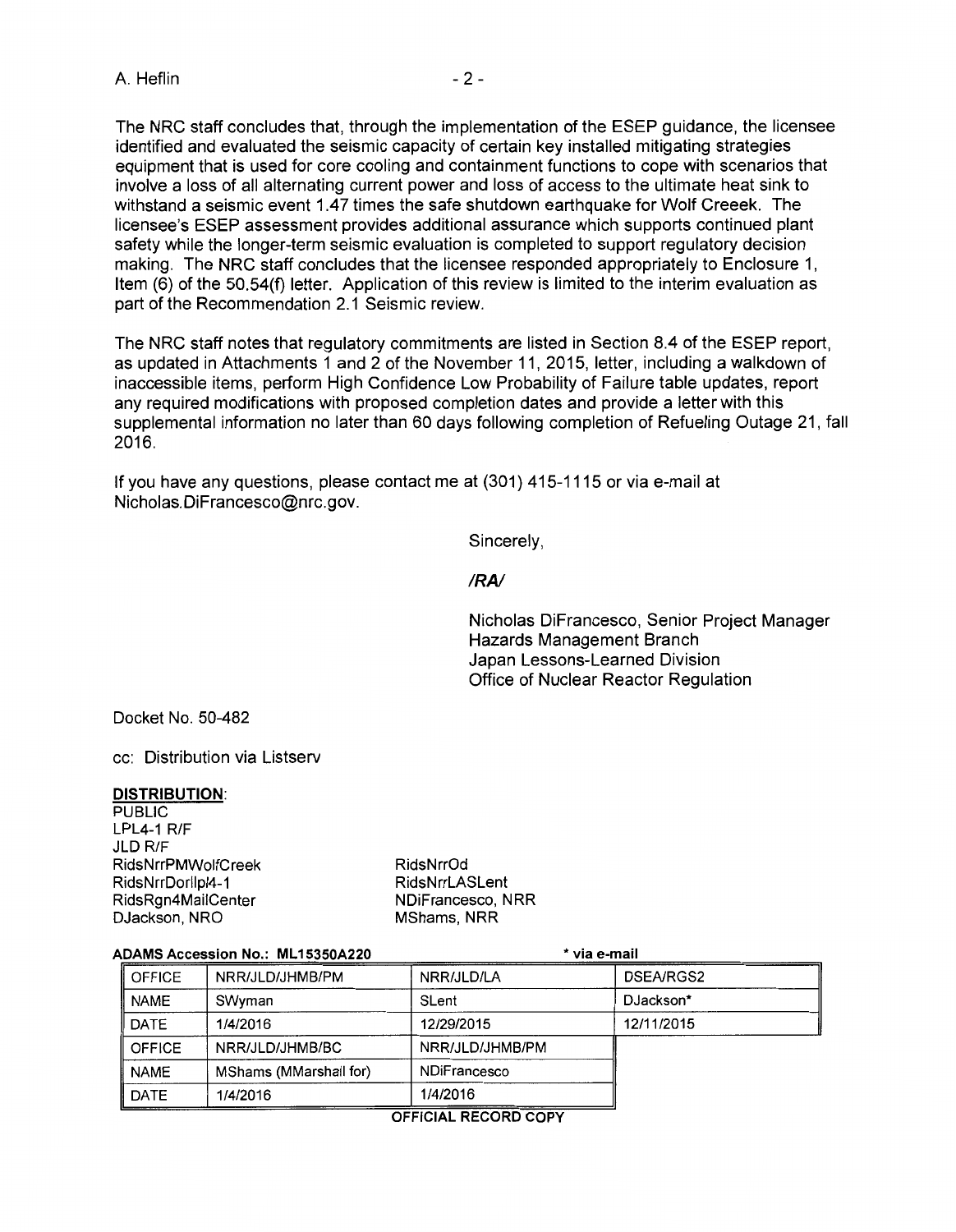The NRC staff concludes that, through the implementation of the ESEP guidance, the licensee identified and evaluated the seismic capacity of certain key installed mitigating strategies equipment that is used for core cooling and containment functions to cope with scenarios that involve a loss of all alternating current power and loss of access to the ultimate heat sink to withstand a seismic event 1.47 times the safe shutdown earthquake for Wolf Creeek. The licensee's ESEP assessment provides additional assurance which supports continued plant safety while the longer-term seismic evaluation is completed to support regulatory decision making. The NRC staff concludes that the licensee responded appropriately to Enclosure 1, Item (6) of the 50.54(f) letter. Application of this review is limited to the interim evaluation as part of the Recommendation 2.1 Seismic review.

The NRC staff notes that regulatory commitments are listed in Section 8.4 of the ESEP report, as updated in Attachments 1 and 2 of the November 11, 2015, letter, including a walkdown of inaccessible items, perform High Confidence Low Probability of Failure table updates, report any required modifications with proposed completion dates and provide a letter with this supplemental information no later than 60 days following completion of Refueling Outage 21, fall 2016.

If you have any questions, please contact me at (301) 415-1115 or via e-mail at Nicholas.DiFrancesco@nrc.gov.

Sincerely,

*/RA/*

Nicholas DiFrancesco, Senior Project Manager
Hazards Management Branch
Japan Lessons-Learned Division
Office of Nuclear Reactor Regulation

Docket No. 50-482

cc: Distribution via Listserv

**DISTRIBUTION**:
PUBLIC
LPL4-1 R/F
JLD R/F
RidsNrrPMWolfCreek
RidsNrrDorllpl4-1
RidsRgn4MailCenter
DJackson, NRO
RidsNrrOd
RidsNrrLASLent
NDiFrancesco, NRR
MShams, NRR

**ADAMS Accession No.: ML15350A220** * via e-mail

| | | | |
|---|---|---|---|
| OFFICE | NRR/JLD/JHMB/PM | NRR/JLD/LA | DSEA/RGS2 |
| NAME | SWyman | SLent | DJackson* |
| DATE | 1/4/2016 | 12/29/2015 | 12/11/2015 |
| OFFICE | NRR/JLD/JHMB/BC | NRR/JLD/JHMB/PM | |
| NAME | MShams (MMarshall for) | NDiFrancesco | |
| DATE | 1/4/2016 | 1/4/2016 | |

**OFFICIAL RECORD COPY**